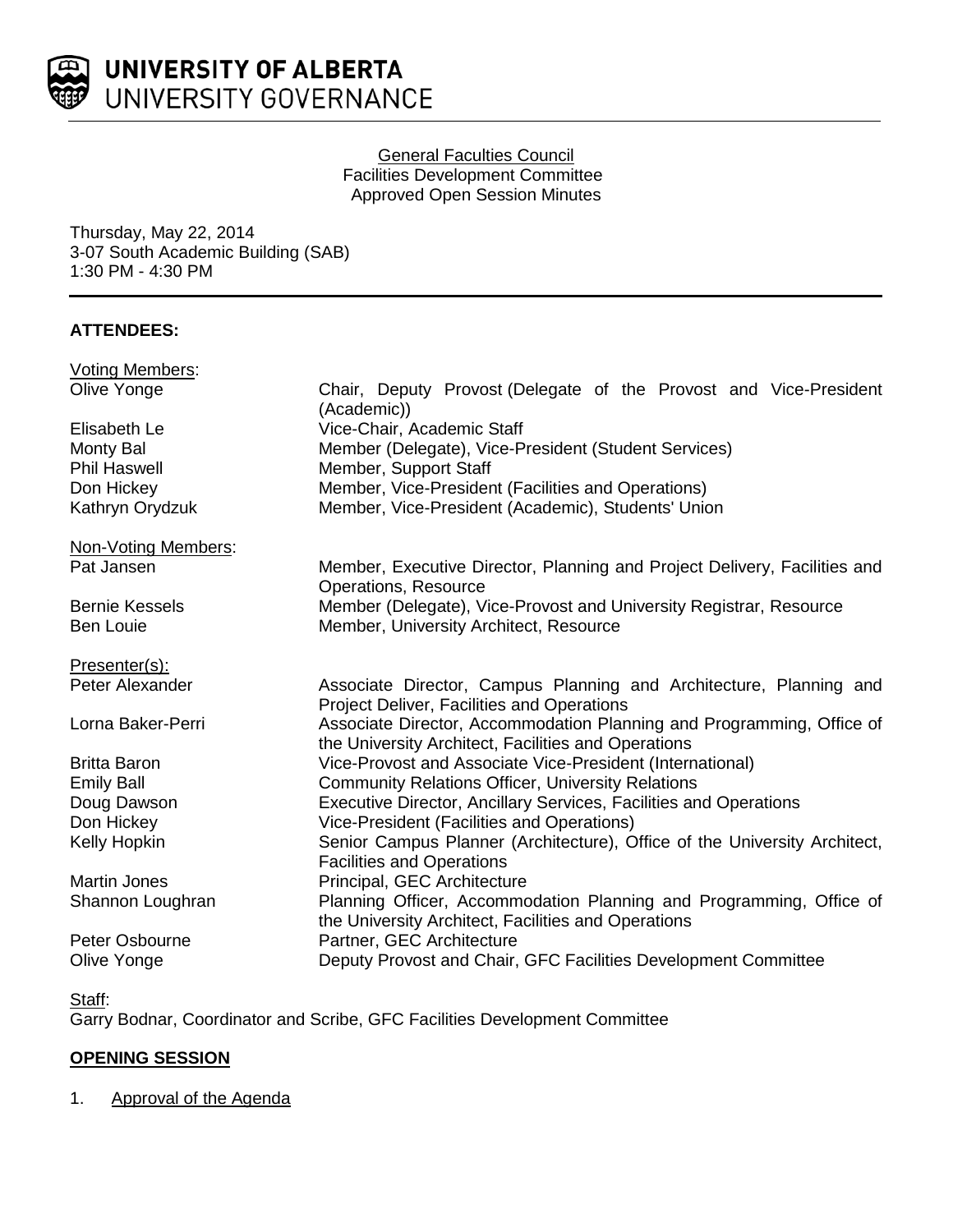UNIVERSITY OF ALBERTA
UNIVERSITY GOVERNANCE

General Faculties Council
Facilities Development Committee
Approved Open Session Minutes

Thursday, May 22, 2014
3-07 South Academic Building (SAB)
1:30 PM - 4:30 PM

**ATTENDEES:**

Voting Members:

| | |
|---|---|
| Olive Yonge | Chair, Deputy Provost (Delegate of the Provost and Vice-President (Academic)) |
| Elisabeth Le | Vice-Chair, Academic Staff |
| Monty Bal | Member (Delegate), Vice-President (Student Services) |
| Phil Haswell | Member, Support Staff |
| Don Hickey | Member, Vice-President (Facilities and Operations) |
| Kathryn Orydzuk | Member, Vice-President (Academic), Students' Union |

Non-Voting Members:

| | |
|---|---|
| Pat Jansen | Member, Executive Director, Planning and Project Delivery, Facilities and Operations, Resource |
| Bernie Kessels | Member (Delegate), Vice-Provost and University Registrar, Resource |
| Ben Louie | Member, University Architect, Resource |

Presenter(s):

| | |
|---|---|
| Peter Alexander | Associate Director, Campus Planning and Architecture, Planning and Project Deliver, Facilities and Operations |
| Lorna Baker-Perri | Associate Director, Accommodation Planning and Programming, Office of the University Architect, Facilities and Operations |
| Britta Baron | Vice-Provost and Associate Vice-President (International) |
| Emily Ball | Community Relations Officer, University Relations |
| Doug Dawson | Executive Director, Ancillary Services, Facilities and Operations |
| Don Hickey | Vice-President (Facilities and Operations) |
| Kelly Hopkin | Senior Campus Planner (Architecture), Office of the University Architect, Facilities and Operations |
| Martin Jones | Principal, GEC Architecture |
| Shannon Loughran | Planning Officer, Accommodation Planning and Programming, Office of the University Architect, Facilities and Operations |
| Peter Osbourne | Partner, GEC Architecture |
| Olive Yonge | Deputy Provost and Chair, GFC Facilities Development Committee |

Staff:
Garry Bodnar, Coordinator and Scribe, GFC Facilities Development Committee

**OPENING SESSION**

1. Approval of the Agenda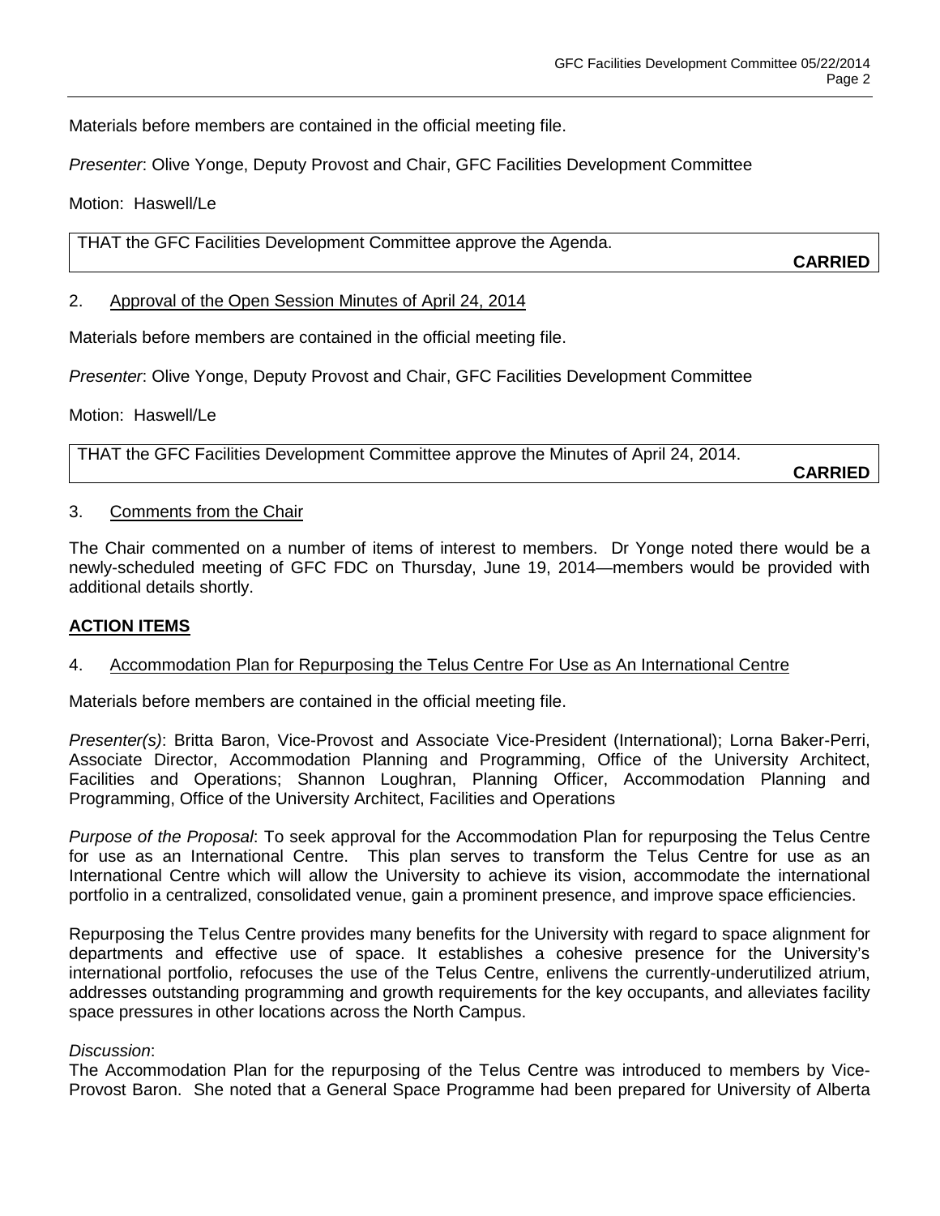Materials before members are contained in the official meeting file.

*Presenter*: Olive Yonge, Deputy Provost and Chair, GFC Facilities Development Committee

Motion: Haswell/Le

| THAT the GFC Facilities Development Committee approve the Agenda. **CARRIED** |
|---|

2. Approval of the Open Session Minutes of April 24, 2014

Materials before members are contained in the official meeting file.

*Presenter*: Olive Yonge, Deputy Provost and Chair, GFC Facilities Development Committee

Motion: Haswell/Le

| THAT the GFC Facilities Development Committee approve the Minutes of April 24, 2014. **CARRIED** |
|---|

3. Comments from the Chair

The Chair commented on a number of items of interest to members. Dr Yonge noted there would be a newly-scheduled meeting of GFC FDC on Thursday, June 19, 2014—members would be provided with additional details shortly.

**ACTION ITEMS**

4. Accommodation Plan for Repurposing the Telus Centre For Use as An International Centre

Materials before members are contained in the official meeting file.

*Presenter(s)*: Britta Baron, Vice-Provost and Associate Vice-President (International); Lorna Baker-Perri, Associate Director, Accommodation Planning and Programming, Office of the University Architect, Facilities and Operations; Shannon Loughran, Planning Officer, Accommodation Planning and Programming, Office of the University Architect, Facilities and Operations

*Purpose of the Proposal*: To seek approval for the Accommodation Plan for repurposing the Telus Centre for use as an International Centre. This plan serves to transform the Telus Centre for use as an International Centre which will allow the University to achieve its vision, accommodate the international portfolio in a centralized, consolidated venue, gain a prominent presence, and improve space efficiencies.

Repurposing the Telus Centre provides many benefits for the University with regard to space alignment for departments and effective use of space. It establishes a cohesive presence for the University's international portfolio, refocuses the use of the Telus Centre, enlivens the currently-underutilized atrium, addresses outstanding programming and growth requirements for the key occupants, and alleviates facility space pressures in other locations across the North Campus.

*Discussion*:
The Accommodation Plan for the repurposing of the Telus Centre was introduced to members by Vice-Provost Baron. She noted that a General Space Programme had been prepared for University of Alberta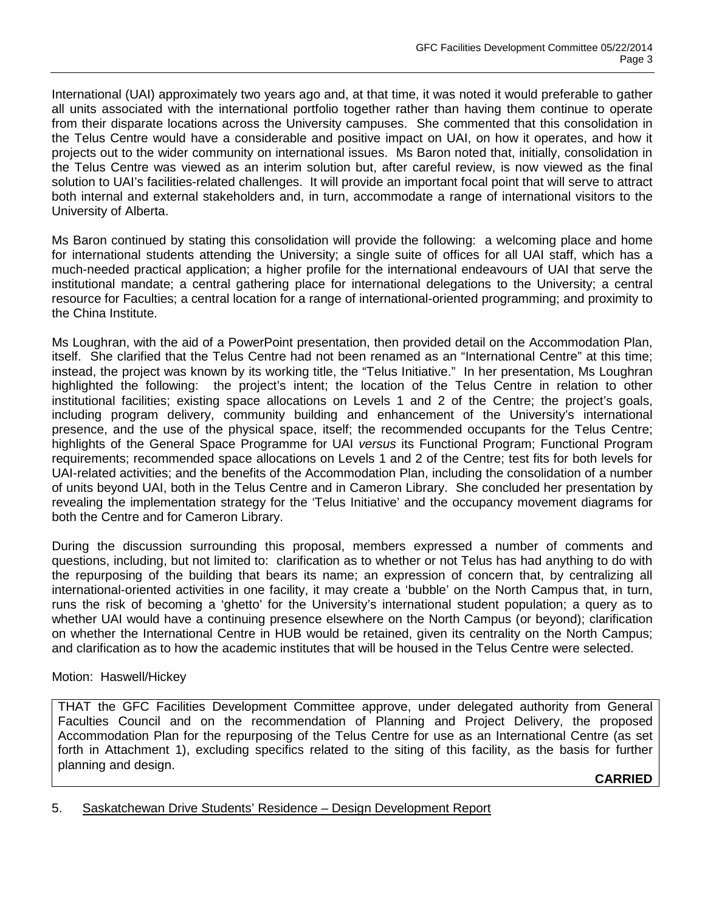International (UAI) approximately two years ago and, at that time, it was noted it would preferable to gather all units associated with the international portfolio together rather than having them continue to operate from their disparate locations across the University campuses. She commented that this consolidation in the Telus Centre would have a considerable and positive impact on UAI, on how it operates, and how it projects out to the wider community on international issues. Ms Baron noted that, initially, consolidation in the Telus Centre was viewed as an interim solution but, after careful review, is now viewed as the final solution to UAI's facilities-related challenges. It will provide an important focal point that will serve to attract both internal and external stakeholders and, in turn, accommodate a range of international visitors to the University of Alberta.

Ms Baron continued by stating this consolidation will provide the following: a welcoming place and home for international students attending the University; a single suite of offices for all UAI staff, which has a much-needed practical application; a higher profile for the international endeavours of UAI that serve the institutional mandate; a central gathering place for international delegations to the University; a central resource for Faculties; a central location for a range of international-oriented programming; and proximity to the China Institute.

Ms Loughran, with the aid of a PowerPoint presentation, then provided detail on the Accommodation Plan, itself. She clarified that the Telus Centre had not been renamed as an "International Centre" at this time; instead, the project was known by its working title, the "Telus Initiative." In her presentation, Ms Loughran highlighted the following: the project's intent; the location of the Telus Centre in relation to other institutional facilities; existing space allocations on Levels 1 and 2 of the Centre; the project's goals, including program delivery, community building and enhancement of the University's international presence, and the use of the physical space, itself; the recommended occupants for the Telus Centre; highlights of the General Space Programme for UAI *versus* its Functional Program; Functional Program requirements; recommended space allocations on Levels 1 and 2 of the Centre; test fits for both levels for UAI-related activities; and the benefits of the Accommodation Plan, including the consolidation of a number of units beyond UAI, both in the Telus Centre and in Cameron Library. She concluded her presentation by revealing the implementation strategy for the 'Telus Initiative' and the occupancy movement diagrams for both the Centre and for Cameron Library.

During the discussion surrounding this proposal, members expressed a number of comments and questions, including, but not limited to: clarification as to whether or not Telus has had anything to do with the repurposing of the building that bears its name; an expression of concern that, by centralizing all international-oriented activities in one facility, it may create a 'bubble' on the North Campus that, in turn, runs the risk of becoming a 'ghetto' for the University's international student population; a query as to whether UAI would have a continuing presence elsewhere on the North Campus (or beyond); clarification on whether the International Centre in HUB would be retained, given its centrality on the North Campus; and clarification as to how the academic institutes that will be housed in the Telus Centre were selected.

Motion: Haswell/Hickey

THAT the GFC Facilities Development Committee approve, under delegated authority from General Faculties Council and on the recommendation of Planning and Project Delivery, the proposed Accommodation Plan for the repurposing of the Telus Centre for use as an International Centre (as set forth in Attachment 1), excluding specifics related to the siting of this facility, as the basis for further planning and design.

**CARRIED**

5. Saskatchewan Drive Students' Residence – Design Development Report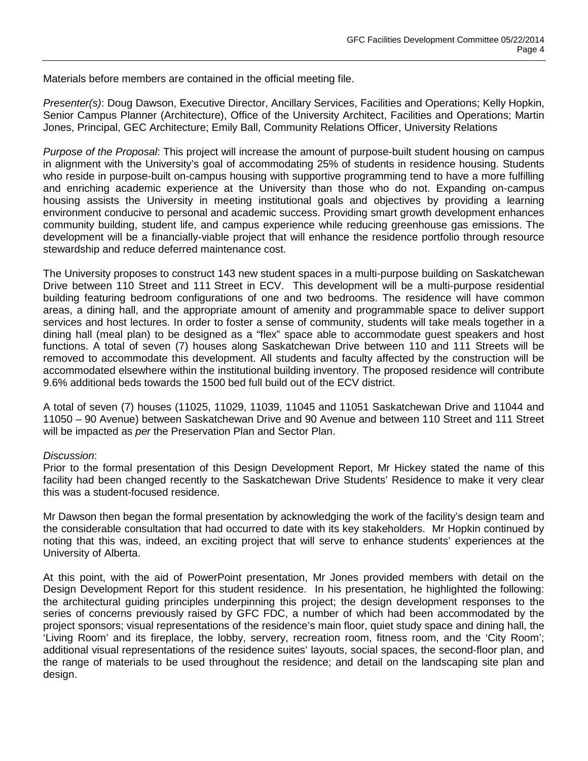Materials before members are contained in the official meeting file.

*Presenter(s)*: Doug Dawson, Executive Director, Ancillary Services, Facilities and Operations; Kelly Hopkin, Senior Campus Planner (Architecture), Office of the University Architect, Facilities and Operations; Martin Jones, Principal, GEC Architecture; Emily Ball, Community Relations Officer, University Relations

*Purpose of the Proposal*: This project will increase the amount of purpose-built student housing on campus in alignment with the University's goal of accommodating 25% of students in residence housing. Students who reside in purpose-built on-campus housing with supportive programming tend to have a more fulfilling and enriching academic experience at the University than those who do not. Expanding on-campus housing assists the University in meeting institutional goals and objectives by providing a learning environment conducive to personal and academic success. Providing smart growth development enhances community building, student life, and campus experience while reducing greenhouse gas emissions. The development will be a financially-viable project that will enhance the residence portfolio through resource stewardship and reduce deferred maintenance cost.

The University proposes to construct 143 new student spaces in a multi-purpose building on Saskatchewan Drive between 110 Street and 111 Street in ECV. This development will be a multi-purpose residential building featuring bedroom configurations of one and two bedrooms. The residence will have common areas, a dining hall, and the appropriate amount of amenity and programmable space to deliver support services and host lectures. In order to foster a sense of community, students will take meals together in a dining hall (meal plan) to be designed as a "flex" space able to accommodate guest speakers and host functions. A total of seven (7) houses along Saskatchewan Drive between 110 and 111 Streets will be removed to accommodate this development. All students and faculty affected by the construction will be accommodated elsewhere within the institutional building inventory. The proposed residence will contribute 9.6% additional beds towards the 1500 bed full build out of the ECV district.

A total of seven (7) houses (11025, 11029, 11039, 11045 and 11051 Saskatchewan Drive and 11044 and 11050 – 90 Avenue) between Saskatchewan Drive and 90 Avenue and between 110 Street and 111 Street will be impacted as *per* the Preservation Plan and Sector Plan.

*Discussion*:
Prior to the formal presentation of this Design Development Report, Mr Hickey stated the name of this facility had been changed recently to the Saskatchewan Drive Students' Residence to make it very clear this was a student-focused residence.

Mr Dawson then began the formal presentation by acknowledging the work of the facility's design team and the considerable consultation that had occurred to date with its key stakeholders. Mr Hopkin continued by noting that this was, indeed, an exciting project that will serve to enhance students' experiences at the University of Alberta.

At this point, with the aid of PowerPoint presentation, Mr Jones provided members with detail on the Design Development Report for this student residence. In his presentation, he highlighted the following: the architectural guiding principles underpinning this project; the design development responses to the series of concerns previously raised by GFC FDC, a number of which had been accommodated by the project sponsors; visual representations of the residence's main floor, quiet study space and dining hall, the 'Living Room' and its fireplace, the lobby, servery, recreation room, fitness room, and the 'City Room'; additional visual representations of the residence suites' layouts, social spaces, the second-floor plan, and the range of materials to be used throughout the residence; and detail on the landscaping site plan and design.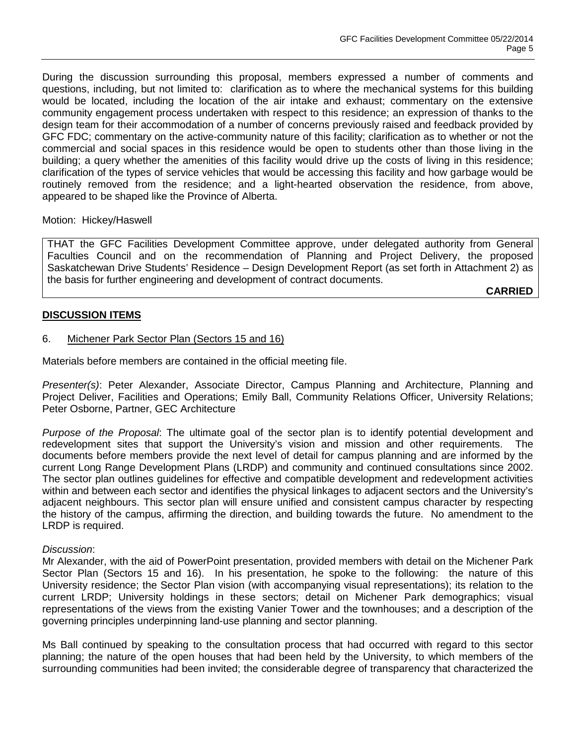During the discussion surrounding this proposal, members expressed a number of comments and questions, including, but not limited to: clarification as to where the mechanical systems for this building would be located, including the location of the air intake and exhaust; commentary on the extensive community engagement process undertaken with respect to this residence; an expression of thanks to the design team for their accommodation of a number of concerns previously raised and feedback provided by GFC FDC; commentary on the active-community nature of this facility; clarification as to whether or not the commercial and social spaces in this residence would be open to students other than those living in the building; a query whether the amenities of this facility would drive up the costs of living in this residence; clarification of the types of service vehicles that would be accessing this facility and how garbage would be routinely removed from the residence; and a light-hearted observation the residence, from above, appeared to be shaped like the Province of Alberta.

Motion: Hickey/Haswell

THAT the GFC Facilities Development Committee approve, under delegated authority from General Faculties Council and on the recommendation of Planning and Project Delivery, the proposed Saskatchewan Drive Students' Residence – Design Development Report (as set forth in Attachment 2) as the basis for further engineering and development of contract documents.

**CARRIED**

## DISCUSSION ITEMS

6. Michener Park Sector Plan (Sectors 15 and 16)

Materials before members are contained in the official meeting file.

*Presenter(s)*: Peter Alexander, Associate Director, Campus Planning and Architecture, Planning and Project Deliver, Facilities and Operations; Emily Ball, Community Relations Officer, University Relations; Peter Osborne, Partner, GEC Architecture

*Purpose of the Proposal*: The ultimate goal of the sector plan is to identify potential development and redevelopment sites that support the University's vision and mission and other requirements. The documents before members provide the next level of detail for campus planning and are informed by the current Long Range Development Plans (LRDP) and community and continued consultations since 2002. The sector plan outlines guidelines for effective and compatible development and redevelopment activities within and between each sector and identifies the physical linkages to adjacent sectors and the University's adjacent neighbours. This sector plan will ensure unified and consistent campus character by respecting the history of the campus, affirming the direction, and building towards the future. No amendment to the LRDP is required.

*Discussion*:
Mr Alexander, with the aid of PowerPoint presentation, provided members with detail on the Michener Park Sector Plan (Sectors 15 and 16). In his presentation, he spoke to the following: the nature of this University residence; the Sector Plan vision (with accompanying visual representations); its relation to the current LRDP; University holdings in these sectors; detail on Michener Park demographics; visual representations of the views from the existing Vanier Tower and the townhouses; and a description of the governing principles underpinning land-use planning and sector planning.

Ms Ball continued by speaking to the consultation process that had occurred with regard to this sector planning; the nature of the open houses that had been held by the University, to which members of the surrounding communities had been invited; the considerable degree of transparency that characterized the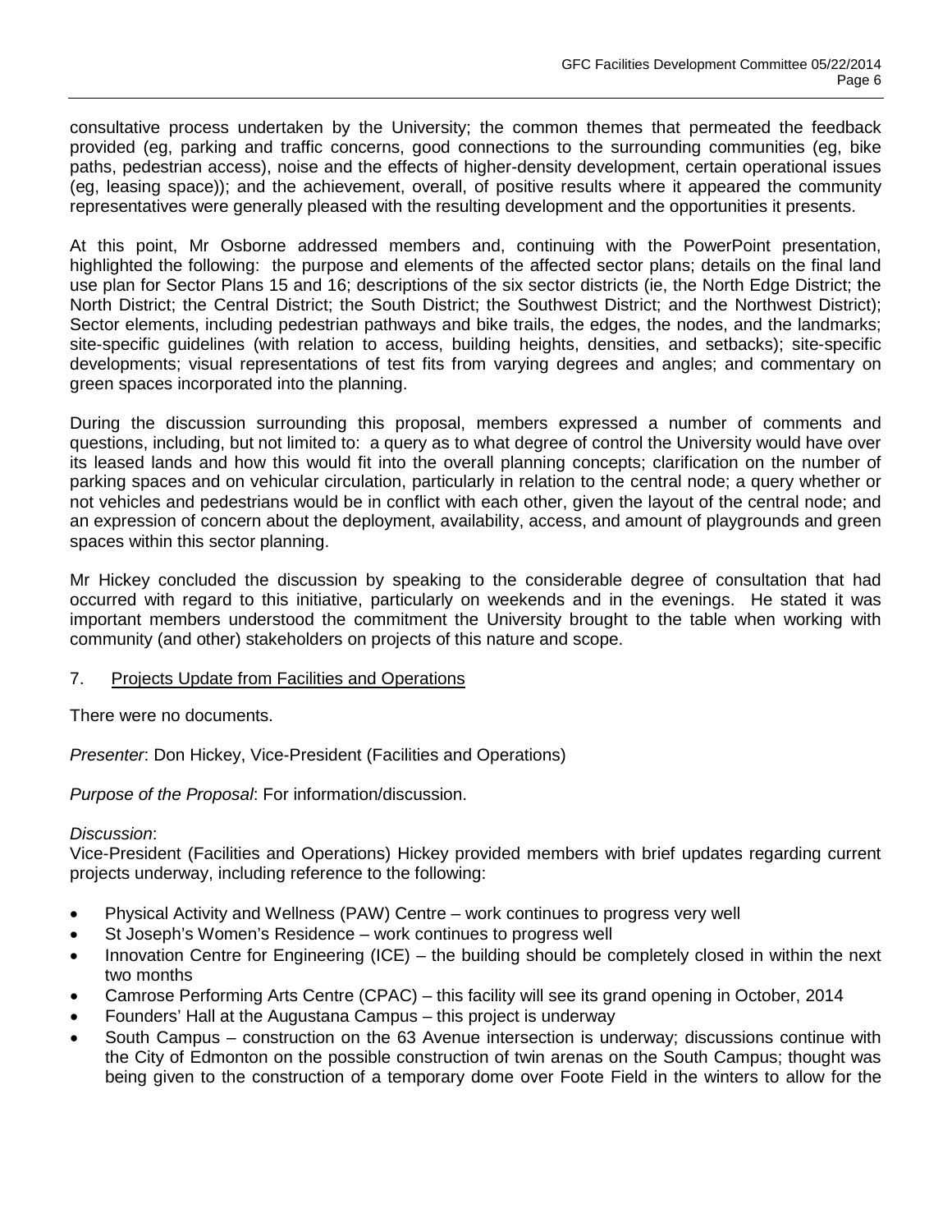consultative process undertaken by the University; the common themes that permeated the feedback provided (eg, parking and traffic concerns, good connections to the surrounding communities (eg, bike paths, pedestrian access), noise and the effects of higher-density development, certain operational issues (eg, leasing space)); and the achievement, overall, of positive results where it appeared the community representatives were generally pleased with the resulting development and the opportunities it presents.

At this point, Mr Osborne addressed members and, continuing with the PowerPoint presentation, highlighted the following: the purpose and elements of the affected sector plans; details on the final land use plan for Sector Plans 15 and 16; descriptions of the six sector districts (ie, the North Edge District; the North District; the Central District; the South District; the Southwest District; and the Northwest District); Sector elements, including pedestrian pathways and bike trails, the edges, the nodes, and the landmarks; site-specific guidelines (with relation to access, building heights, densities, and setbacks); site-specific developments; visual representations of test fits from varying degrees and angles; and commentary on green spaces incorporated into the planning.

During the discussion surrounding this proposal, members expressed a number of comments and questions, including, but not limited to: a query as to what degree of control the University would have over its leased lands and how this would fit into the overall planning concepts; clarification on the number of parking spaces and on vehicular circulation, particularly in relation to the central node; a query whether or not vehicles and pedestrians would be in conflict with each other, given the layout of the central node; and an expression of concern about the deployment, availability, access, and amount of playgrounds and green spaces within this sector planning.

Mr Hickey concluded the discussion by speaking to the considerable degree of consultation that had occurred with regard to this initiative, particularly on weekends and in the evenings. He stated it was important members understood the commitment the University brought to the table when working with community (and other) stakeholders on projects of this nature and scope.

## 7. Projects Update from Facilities and Operations

There were no documents.

*Presenter*: Don Hickey, Vice-President (Facilities and Operations)

*Purpose of the Proposal*: For information/discussion.

*Discussion*:
Vice-President (Facilities and Operations) Hickey provided members with brief updates regarding current projects underway, including reference to the following:

- Physical Activity and Wellness (PAW) Centre – work continues to progress very well
- St Joseph's Women's Residence – work continues to progress well
- Innovation Centre for Engineering (ICE) – the building should be completely closed in within the next two months
- Camrose Performing Arts Centre (CPAC) – this facility will see its grand opening in October, 2014
- Founders' Hall at the Augustana Campus – this project is underway
- South Campus – construction on the 63 Avenue intersection is underway; discussions continue with the City of Edmonton on the possible construction of twin arenas on the South Campus; thought was being given to the construction of a temporary dome over Foote Field in the winters to allow for the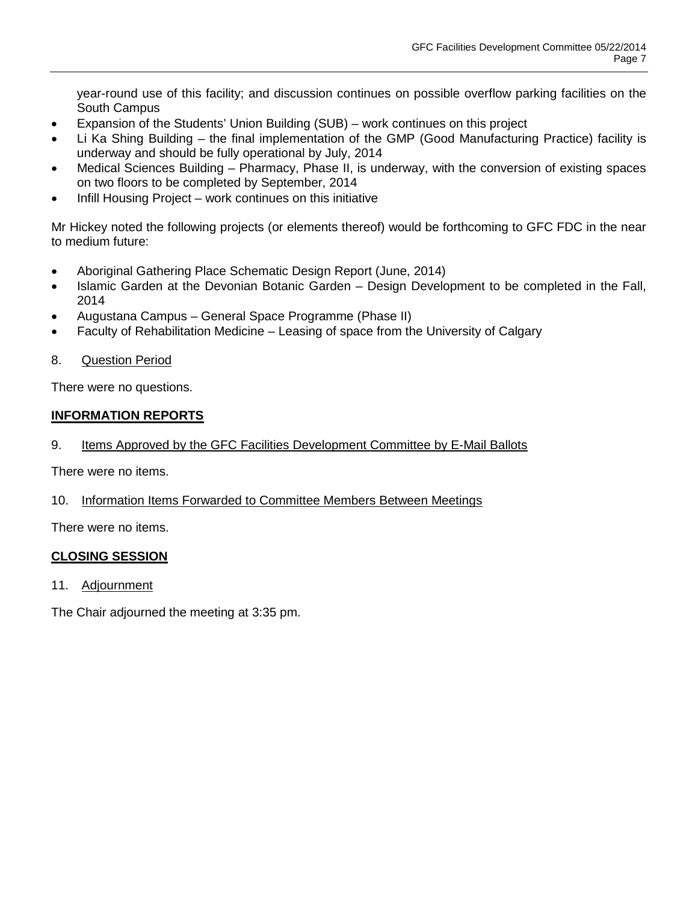year-round use of this facility; and discussion continues on possible overflow parking facilities on the South Campus

- Expansion of the Students' Union Building (SUB) – work continues on this project
- Li Ka Shing Building – the final implementation of the GMP (Good Manufacturing Practice) facility is underway and should be fully operational by July, 2014
- Medical Sciences Building – Pharmacy, Phase II, is underway, with the conversion of existing spaces on two floors to be completed by September, 2014
- Infill Housing Project – work continues on this initiative

Mr Hickey noted the following projects (or elements thereof) would be forthcoming to GFC FDC in the near to medium future:

- Aboriginal Gathering Place Schematic Design Report (June, 2014)
- Islamic Garden at the Devonian Botanic Garden – Design Development to be completed in the Fall, 2014
- Augustana Campus – General Space Programme (Phase II)
- Faculty of Rehabilitation Medicine – Leasing of space from the University of Calgary

8. <u>Question Period</u>

There were no questions.

## **INFORMATION REPORTS**

9. <u>Items Approved by the GFC Facilities Development Committee by E-Mail Ballots</u>

There were no items.

10. <u>Information Items Forwarded to Committee Members Between Meetings</u>

There were no items.

## **CLOSING SESSION**

11. <u>Adjournment</u>

The Chair adjourned the meeting at 3:35 pm.